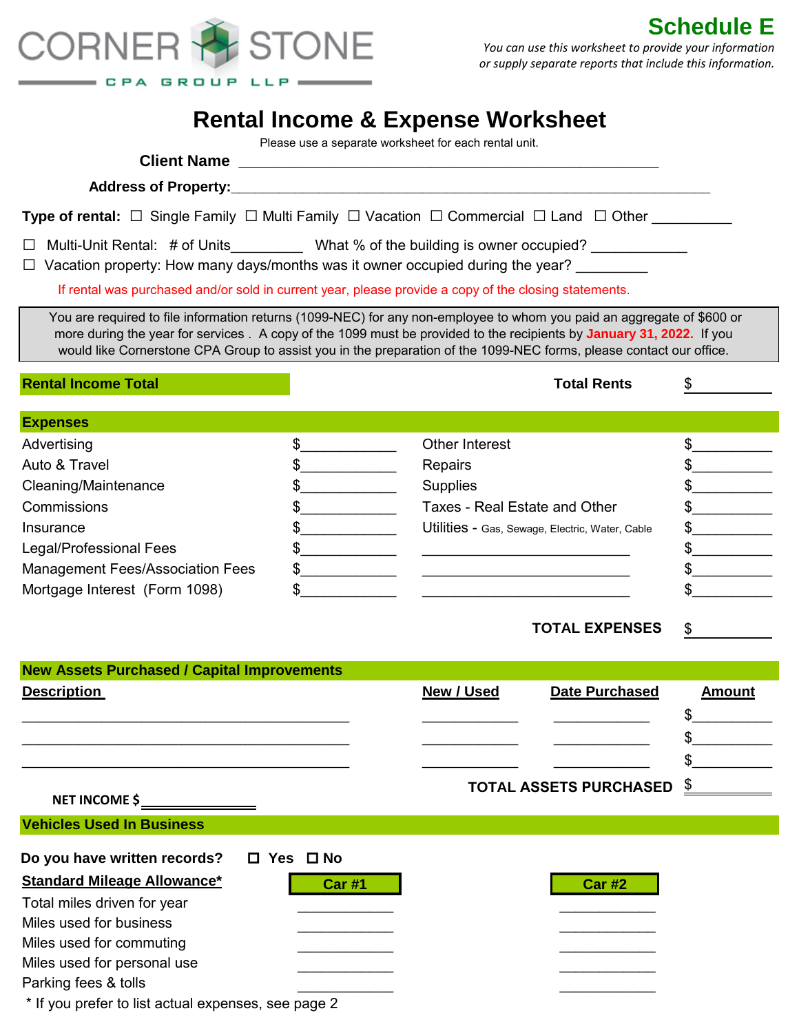CORNER STONE CPA GROUP LLP

## Schedule E

*You can use this worksheet to provide your information or supply separate reports that include this information.*

# Rental Income & Expense Worksheet

Please use a separate worksheet for each rental unit.

**Client Name** ____________________________________________

**Address of Property:**____________________________________________

**Type of rental:** ☐ Single Family ☐ Multi Family ☐ Vacation ☐ Commercial ☐ Land ☐ Other __________

☐ Multi-Unit Rental: # of Units_________ What % of the building is owner occupied? ____________

☐ Vacation property: How many days/months was it owner occupied during the year? _________

If rental was purchased and/or sold in current year, please provide a copy of the closing statements.

You are required to file information returns (1099-NEC) for any non-employee to whom you paid an aggregate of $600 or more during the year for services . A copy of the 1099 must be provided to the recipients by **January 31, 2022.** If you would like Cornerstone CPA Group to assist you in the preparation of the 1099-NEC forms, please contact our office.

## Rental Income Total

**Total Rents** $__________

## Expenses

| | | | |
|---|---|---|---|
| Advertising | $__________ | Other Interest | $__________ |
| Auto & Travel | $__________ | Repairs | $__________ |
| Cleaning/Maintenance | $__________ | Supplies | $__________ |
| Commissions | $__________ | Taxes - Real Estate and Other | $__________ |
| Insurance | $__________ | Utilities - Gas, Sewage, Electric, Water, Cable | $__________ |
| Legal/Professional Fees | $__________ | ______________________ | $__________ |
| Management Fees/Association Fees | $__________ | ______________________ | $__________ |
| Mortgage Interest (Form 1098) | $__________ | ______________________ | $__________ |

**TOTAL EXPENSES** $__________

## New Assets Purchased / Capital Improvements

| Description | New / Used | Date Purchased | Amount |
|---|---|---|---|
| ______________________ | __________ | __________ | $__________ |
| ______________________ | __________ | __________ | $__________ |
| ______________________ | __________ | __________ | $__________ |

**TOTAL ASSETS PURCHASED** $__________

**NET INCOME $**__________

## Vehicles Used In Business

**Do you have written records?** ☐ **Yes** ☐ **No**

| Standard Mileage Allowance* | Car #1 | Car #2 |
|---|---|---|
| Total miles driven for year | __________ | __________ |
| Miles used for business | __________ | __________ |
| Miles used for commuting | __________ | __________ |
| Miles used for personal use | __________ | __________ |
| Parking fees & tolls | __________ | __________ |

\* If you prefer to list actual expenses, see page 2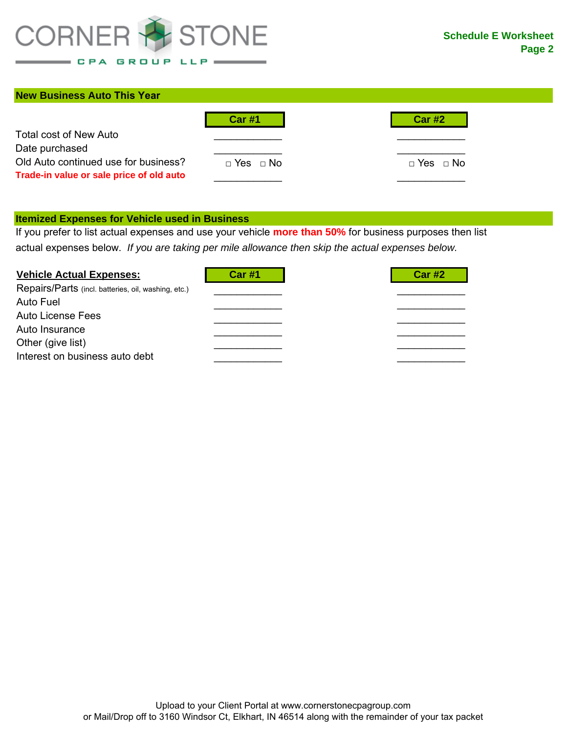**Schedule E Worksheet**
**Page 2**

## New Business Auto This Year

| | Car #1 | Car #2 |
|---|---|---|
| Total cost of New Auto | ____________ | ____________ |
| Date purchased | ____________ | ____________ |
| Old Auto continued use for business? | □ Yes □ No | □ Yes □ No |
| **Trade-in value or sale price of old auto** | ____________ | ____________ |

## Itemized Expenses for Vehicle used in Business

If you prefer to list actual expenses and use your vehicle **more than 50%** for business purposes then list actual expenses below. *If you are taking per mile allowance then skip the actual expenses below.*

| **Vehicle Actual Expenses:** | Car #1 | Car #2 |
|---|---|---|
| Repairs/Parts (incl. batteries, oil, washing, etc.) | ____________ | ____________ |
| Auto Fuel | ____________ | ____________ |
| Auto License Fees | ____________ | ____________ |
| Auto Insurance | ____________ | ____________ |
| Other (give list) | ____________ | ____________ |
| Interest on business auto debt | ____________ | ____________ |

Upload to your Client Portal at www.cornerstonecpagroup.com
or Mail/Drop off to 3160 Windsor Ct, Elkhart, IN 46514 along with the remainder of your tax packet